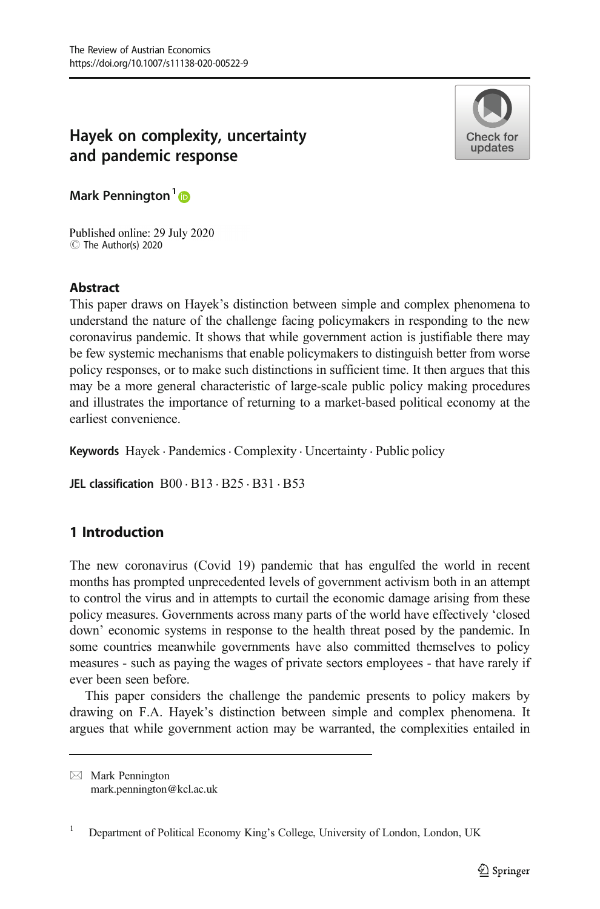# Hayek on complexity, uncertainty and pandemic response

**Mark Pennington**[1]

Published online: 29 July 2020
© The Author(s) 2020

## Abstract

This paper draws on Hayek's distinction between simple and complex phenomena to understand the nature of the challenge facing policymakers in responding to the new coronavirus pandemic. It shows that while government action is justifiable there may be few systemic mechanisms that enable policymakers to distinguish better from worse policy responses, or to make such distinctions in sufficient time. It then argues that this may be a more general characteristic of large-scale public policy making procedures and illustrates the importance of returning to a market-based political economy at the earliest convenience.

**Keywords** Hayek · Pandemics · Complexity · Uncertainty · Public policy

**JEL classification** B00 · B13 · B25 · B31 · B53

## 1 Introduction

The new coronavirus (Covid 19) pandemic that has engulfed the world in recent months has prompted unprecedented levels of government activism both in an attempt to control the virus and in attempts to curtail the economic damage arising from these policy measures. Governments across many parts of the world have effectively 'closed down' economic systems in response to the health threat posed by the pandemic. In some countries meanwhile governments have also committed themselves to policy measures - such as paying the wages of private sectors employees - that have rarely if ever been seen before.

This paper considers the challenge the pandemic presents to policy makers by drawing on F.A. Hayek's distinction between simple and complex phenomena. It argues that while government action may be warranted, the complexities entailed in

---

✉ Mark Pennington
mark.pennington@kcl.ac.uk

[1] Department of Political Economy King's College, University of London, London, UK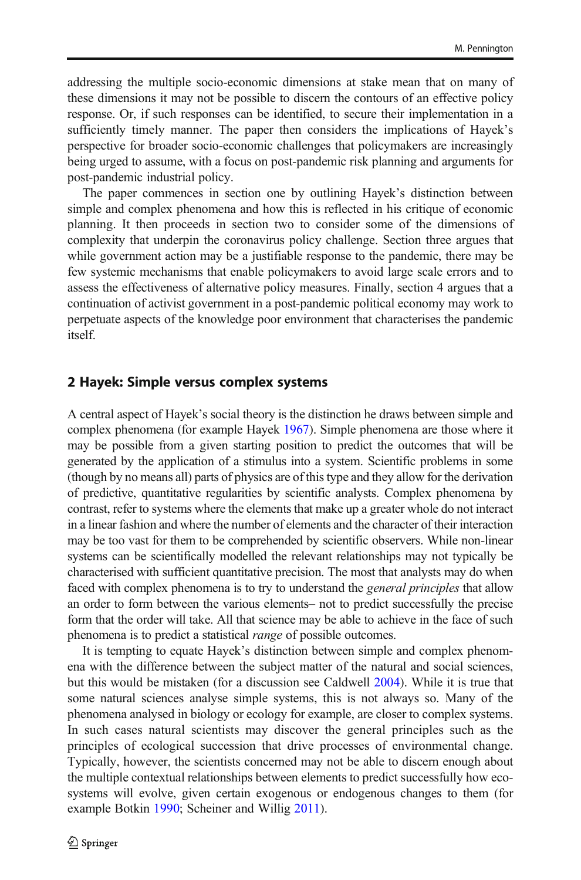addressing the multiple socio-economic dimensions at stake mean that on many of these dimensions it may not be possible to discern the contours of an effective policy response. Or, if such responses can be identified, to secure their implementation in a sufficiently timely manner. The paper then considers the implications of Hayek's perspective for broader socio-economic challenges that policymakers are increasingly being urged to assume, with a focus on post-pandemic risk planning and arguments for post-pandemic industrial policy.

The paper commences in section one by outlining Hayek's distinction between simple and complex phenomena and how this is reflected in his critique of economic planning. It then proceeds in section two to consider some of the dimensions of complexity that underpin the coronavirus policy challenge. Section three argues that while government action may be a justifiable response to the pandemic, there may be few systemic mechanisms that enable policymakers to avoid large scale errors and to assess the effectiveness of alternative policy measures. Finally, section 4 argues that a continuation of activist government in a post-pandemic political economy may work to perpetuate aspects of the knowledge poor environment that characterises the pandemic itself.

## 2 Hayek: Simple versus complex systems

A central aspect of Hayek's social theory is the distinction he draws between simple and complex phenomena (for example Hayek 1967). Simple phenomena are those where it may be possible from a given starting position to predict the outcomes that will be generated by the application of a stimulus into a system. Scientific problems in some (though by no means all) parts of physics are of this type and they allow for the derivation of predictive, quantitative regularities by scientific analysts. Complex phenomena by contrast, refer to systems where the elements that make up a greater whole do not interact in a linear fashion and where the number of elements and the character of their interaction may be too vast for them to be comprehended by scientific observers. While non-linear systems can be scientifically modelled the relevant relationships may not typically be characterised with sufficient quantitative precision. The most that analysts may do when faced with complex phenomena is to try to understand the *general principles* that allow an order to form between the various elements– not to predict successfully the precise form that the order will take. All that science may be able to achieve in the face of such phenomena is to predict a statistical *range* of possible outcomes.

It is tempting to equate Hayek's distinction between simple and complex phenomena with the difference between the subject matter of the natural and social sciences, but this would be mistaken (for a discussion see Caldwell 2004). While it is true that some natural sciences analyse simple systems, this is not always so. Many of the phenomena analysed in biology or ecology for example, are closer to complex systems. In such cases natural scientists may discover the general principles such as the principles of ecological succession that drive processes of environmental change. Typically, however, the scientists concerned may not be able to discern enough about the multiple contextual relationships between elements to predict successfully how eco-systems will evolve, given certain exogenous or endogenous changes to them (for example Botkin 1990; Scheiner and Willig 2011).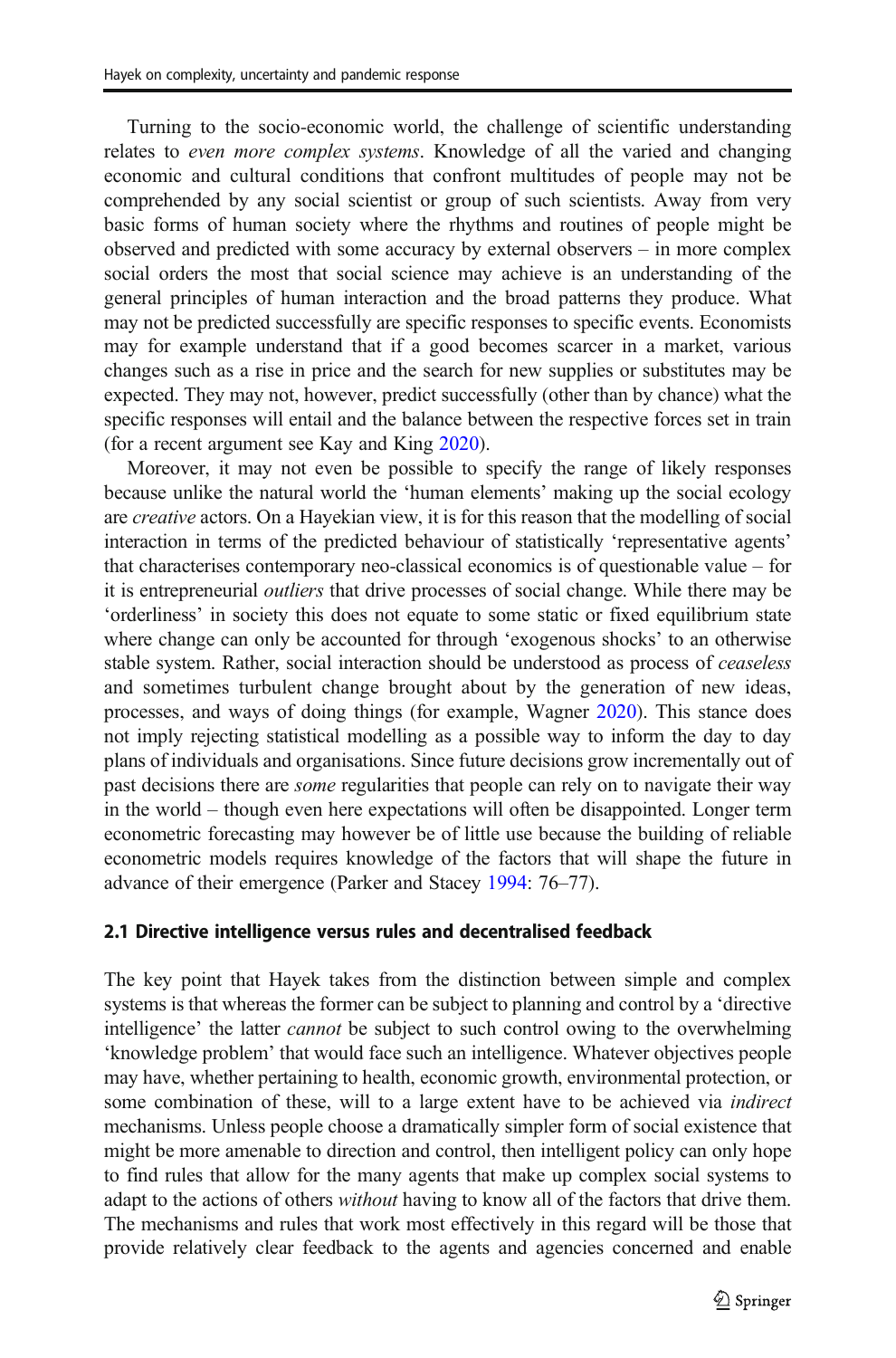Turning to the socio-economic world, the challenge of scientific understanding relates to *even more complex systems*. Knowledge of all the varied and changing economic and cultural conditions that confront multitudes of people may not be comprehended by any social scientist or group of such scientists. Away from very basic forms of human society where the rhythms and routines of people might be observed and predicted with some accuracy by external observers – in more complex social orders the most that social science may achieve is an understanding of the general principles of human interaction and the broad patterns they produce. What may not be predicted successfully are specific responses to specific events. Economists may for example understand that if a good becomes scarcer in a market, various changes such as a rise in price and the search for new supplies or substitutes may be expected. They may not, however, predict successfully (other than by chance) what the specific responses will entail and the balance between the respective forces set in train (for a recent argument see Kay and King 2020).

Moreover, it may not even be possible to specify the range of likely responses because unlike the natural world the 'human elements' making up the social ecology are *creative* actors. On a Hayekian view, it is for this reason that the modelling of social interaction in terms of the predicted behaviour of statistically 'representative agents' that characterises contemporary neo-classical economics is of questionable value – for it is entrepreneurial *outliers* that drive processes of social change. While there may be 'orderliness' in society this does not equate to some static or fixed equilibrium state where change can only be accounted for through 'exogenous shocks' to an otherwise stable system. Rather, social interaction should be understood as process of *ceaseless* and sometimes turbulent change brought about by the generation of new ideas, processes, and ways of doing things (for example, Wagner 2020). This stance does not imply rejecting statistical modelling as a possible way to inform the day to day plans of individuals and organisations. Since future decisions grow incrementally out of past decisions there are *some* regularities that people can rely on to navigate their way in the world – though even here expectations will often be disappointed. Longer term econometric forecasting may however be of little use because the building of reliable econometric models requires knowledge of the factors that will shape the future in advance of their emergence (Parker and Stacey 1994: 76–77).

### 2.1 Directive intelligence versus rules and decentralised feedback

The key point that Hayek takes from the distinction between simple and complex systems is that whereas the former can be subject to planning and control by a 'directive intelligence' the latter *cannot* be subject to such control owing to the overwhelming 'knowledge problem' that would face such an intelligence. Whatever objectives people may have, whether pertaining to health, economic growth, environmental protection, or some combination of these, will to a large extent have to be achieved via *indirect* mechanisms. Unless people choose a dramatically simpler form of social existence that might be more amenable to direction and control, then intelligent policy can only hope to find rules that allow for the many agents that make up complex social systems to adapt to the actions of others *without* having to know all of the factors that drive them. The mechanisms and rules that work most effectively in this regard will be those that provide relatively clear feedback to the agents and agencies concerned and enable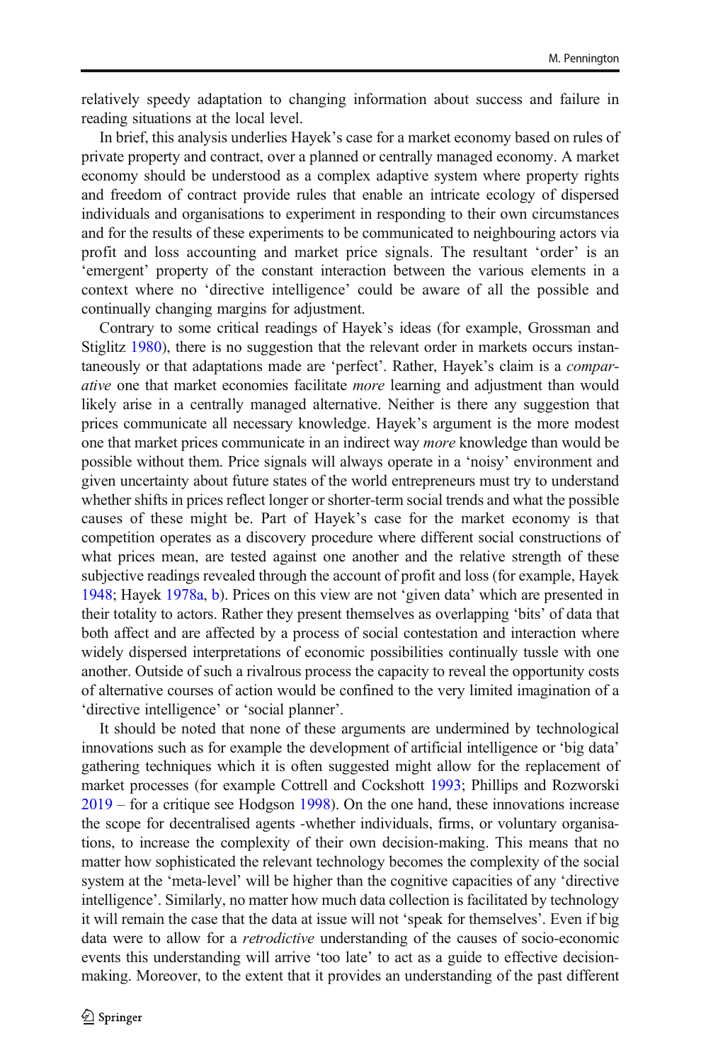relatively speedy adaptation to changing information about success and failure in reading situations at the local level.

In brief, this analysis underlies Hayek's case for a market economy based on rules of private property and contract, over a planned or centrally managed economy. A market economy should be understood as a complex adaptive system where property rights and freedom of contract provide rules that enable an intricate ecology of dispersed individuals and organisations to experiment in responding to their own circumstances and for the results of these experiments to be communicated to neighbouring actors via profit and loss accounting and market price signals. The resultant 'order' is an 'emergent' property of the constant interaction between the various elements in a context where no 'directive intelligence' could be aware of all the possible and continually changing margins for adjustment.

Contrary to some critical readings of Hayek's ideas (for example, Grossman and Stiglitz 1980), there is no suggestion that the relevant order in markets occurs instantaneously or that adaptations made are 'perfect'. Rather, Hayek's claim is a *comparative* one that market economies facilitate *more* learning and adjustment than would likely arise in a centrally managed alternative. Neither is there any suggestion that prices communicate all necessary knowledge. Hayek's argument is the more modest one that market prices communicate in an indirect way *more* knowledge than would be possible without them. Price signals will always operate in a 'noisy' environment and given uncertainty about future states of the world entrepreneurs must try to understand whether shifts in prices reflect longer or shorter-term social trends and what the possible causes of these might be. Part of Hayek's case for the market economy is that competition operates as a discovery procedure where different social constructions of what prices mean, are tested against one another and the relative strength of these subjective readings revealed through the account of profit and loss (for example, Hayek 1948; Hayek 1978a, b). Prices on this view are not 'given data' which are presented in their totality to actors. Rather they present themselves as overlapping 'bits' of data that both affect and are affected by a process of social contestation and interaction where widely dispersed interpretations of economic possibilities continually tussle with one another. Outside of such a rivalrous process the capacity to reveal the opportunity costs of alternative courses of action would be confined to the very limited imagination of a 'directive intelligence' or 'social planner'.

It should be noted that none of these arguments are undermined by technological innovations such as for example the development of artificial intelligence or 'big data' gathering techniques which it is often suggested might allow for the replacement of market processes (for example Cottrell and Cockshott 1993; Phillips and Rozworski 2019 – for a critique see Hodgson 1998). On the one hand, these innovations increase the scope for decentralised agents -whether individuals, firms, or voluntary organisations, to increase the complexity of their own decision-making. This means that no matter how sophisticated the relevant technology becomes the complexity of the social system at the 'meta-level' will be higher than the cognitive capacities of any 'directive intelligence'. Similarly, no matter how much data collection is facilitated by technology it will remain the case that the data at issue will not 'speak for themselves'. Even if big data were to allow for a *retrodictive* understanding of the causes of socio-economic events this understanding will arrive 'too late' to act as a guide to effective decision-making. Moreover, to the extent that it provides an understanding of the past different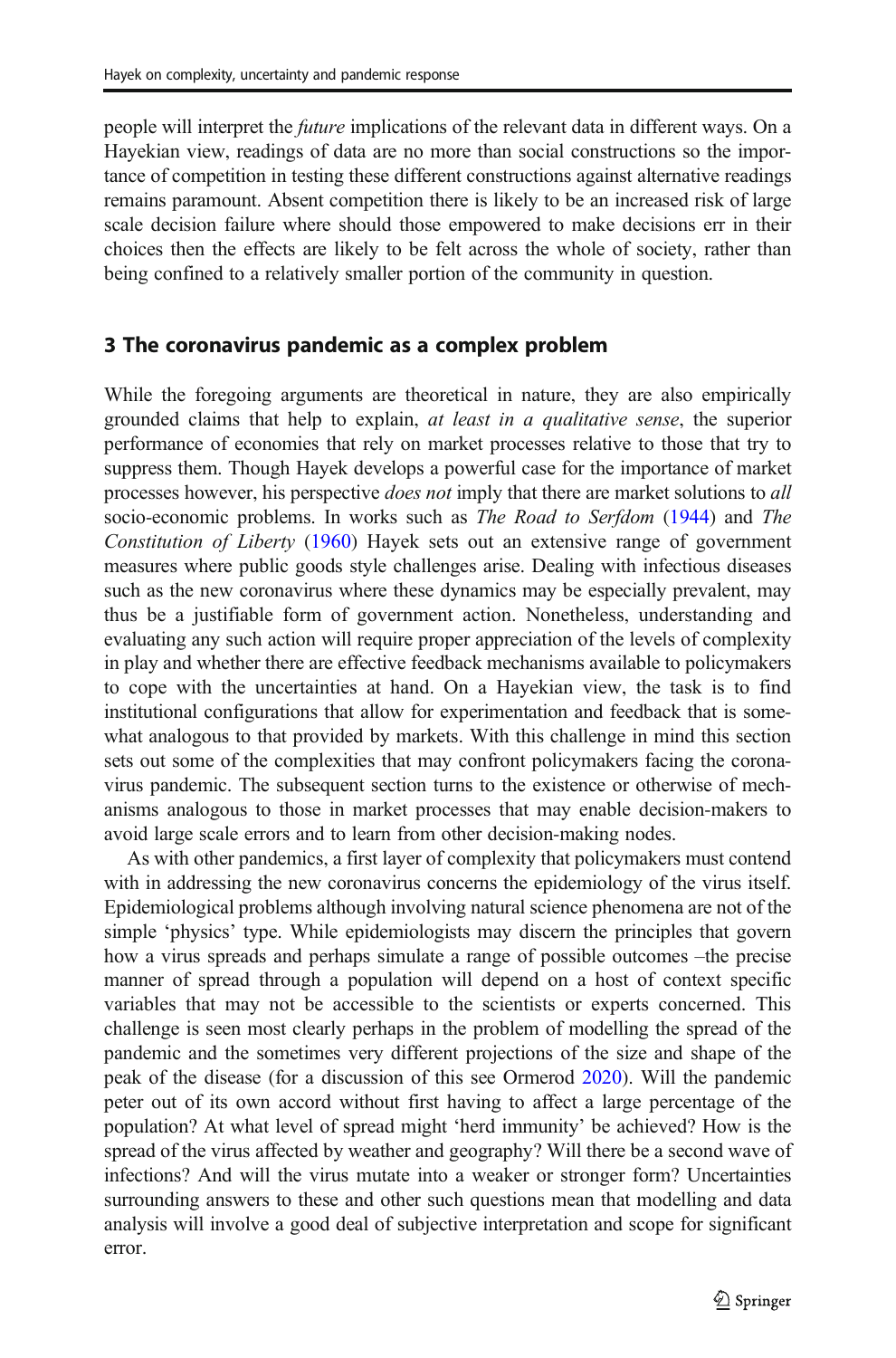people will interpret the *future* implications of the relevant data in different ways. On a Hayekian view, readings of data are no more than social constructions so the importance of competition in testing these different constructions against alternative readings remains paramount. Absent competition there is likely to be an increased risk of large scale decision failure where should those empowered to make decisions err in their choices then the effects are likely to be felt across the whole of society, rather than being confined to a relatively smaller portion of the community in question.

## 3 The coronavirus pandemic as a complex problem

While the foregoing arguments are theoretical in nature, they are also empirically grounded claims that help to explain, *at least in a qualitative sense*, the superior performance of economies that rely on market processes relative to those that try to suppress them. Though Hayek develops a powerful case for the importance of market processes however, his perspective *does not* imply that there are market solutions to *all* socio-economic problems. In works such as *The Road to Serfdom* (1944) and *The Constitution of Liberty* (1960) Hayek sets out an extensive range of government measures where public goods style challenges arise. Dealing with infectious diseases such as the new coronavirus where these dynamics may be especially prevalent, may thus be a justifiable form of government action. Nonetheless, understanding and evaluating any such action will require proper appreciation of the levels of complexity in play and whether there are effective feedback mechanisms available to policymakers to cope with the uncertainties at hand. On a Hayekian view, the task is to find institutional configurations that allow for experimentation and feedback that is somewhat analogous to that provided by markets. With this challenge in mind this section sets out some of the complexities that may confront policymakers facing the coronavirus pandemic. The subsequent section turns to the existence or otherwise of mechanisms analogous to those in market processes that may enable decision-makers to avoid large scale errors and to learn from other decision-making nodes.

As with other pandemics, a first layer of complexity that policymakers must contend with in addressing the new coronavirus concerns the epidemiology of the virus itself. Epidemiological problems although involving natural science phenomena are not of the simple 'physics' type. While epidemiologists may discern the principles that govern how a virus spreads and perhaps simulate a range of possible outcomes –the precise manner of spread through a population will depend on a host of context specific variables that may not be accessible to the scientists or experts concerned. This challenge is seen most clearly perhaps in the problem of modelling the spread of the pandemic and the sometimes very different projections of the size and shape of the peak of the disease (for a discussion of this see Ormerod 2020). Will the pandemic peter out of its own accord without first having to affect a large percentage of the population? At what level of spread might 'herd immunity' be achieved? How is the spread of the virus affected by weather and geography? Will there be a second wave of infections? And will the virus mutate into a weaker or stronger form? Uncertainties surrounding answers to these and other such questions mean that modelling and data analysis will involve a good deal of subjective interpretation and scope for significant error.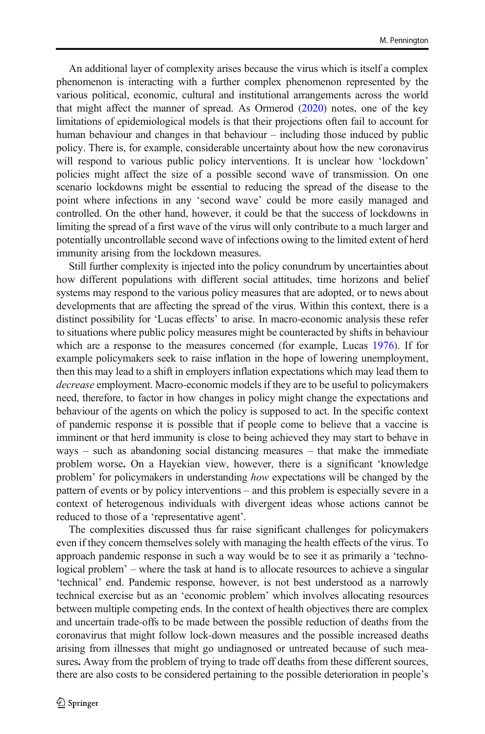An additional layer of complexity arises because the virus which is itself a complex phenomenon is interacting with a further complex phenomenon represented by the various political, economic, cultural and institutional arrangements across the world that might affect the manner of spread. As Ormerod (2020) notes, one of the key limitations of epidemiological models is that their projections often fail to account for human behaviour and changes in that behaviour – including those induced by public policy. There is, for example, considerable uncertainty about how the new coronavirus will respond to various public policy interventions. It is unclear how 'lockdown' policies might affect the size of a possible second wave of transmission. On one scenario lockdowns might be essential to reducing the spread of the disease to the point where infections in any 'second wave' could be more easily managed and controlled. On the other hand, however, it could be that the success of lockdowns in limiting the spread of a first wave of the virus will only contribute to a much larger and potentially uncontrollable second wave of infections owing to the limited extent of herd immunity arising from the lockdown measures.

Still further complexity is injected into the policy conundrum by uncertainties about how different populations with different social attitudes, time horizons and belief systems may respond to the various policy measures that are adopted, or to news about developments that are affecting the spread of the virus. Within this context, there is a distinct possibility for 'Lucas effects' to arise. In macro-economic analysis these refer to situations where public policy measures might be counteracted by shifts in behaviour which are a response to the measures concerned (for example, Lucas 1976). If for example policymakers seek to raise inflation in the hope of lowering unemployment, then this may lead to a shift in employers inflation expectations which may lead them to *decrease* employment. Macro-economic models if they are to be useful to policymakers need, therefore, to factor in how changes in policy might change the expectations and behaviour of the agents on which the policy is supposed to act. In the specific context of pandemic response it is possible that if people come to believe that a vaccine is imminent or that herd immunity is close to being achieved they may start to behave in ways – such as abandoning social distancing measures – that make the immediate problem worse**.** On a Hayekian view, however, there is a significant 'knowledge problem' for policymakers in understanding *how* expectations will be changed by the pattern of events or by policy interventions – and this problem is especially severe in a context of heterogenous individuals with divergent ideas whose actions cannot be reduced to those of a 'representative agent'.

The complexities discussed thus far raise significant challenges for policymakers even if they concern themselves solely with managing the health effects of the virus. To approach pandemic response in such a way would be to see it as primarily a 'technological problem' – where the task at hand is to allocate resources to achieve a singular 'technical' end. Pandemic response, however, is not best understood as a narrowly technical exercise but as an 'economic problem' which involves allocating resources between multiple competing ends. In the context of health objectives there are complex and uncertain trade-offs to be made between the possible reduction of deaths from the coronavirus that might follow lock-down measures and the possible increased deaths arising from illnesses that might go undiagnosed or untreated because of such measures**.** Away from the problem of trying to trade off deaths from these different sources, there are also costs to be considered pertaining to the possible deterioration in people's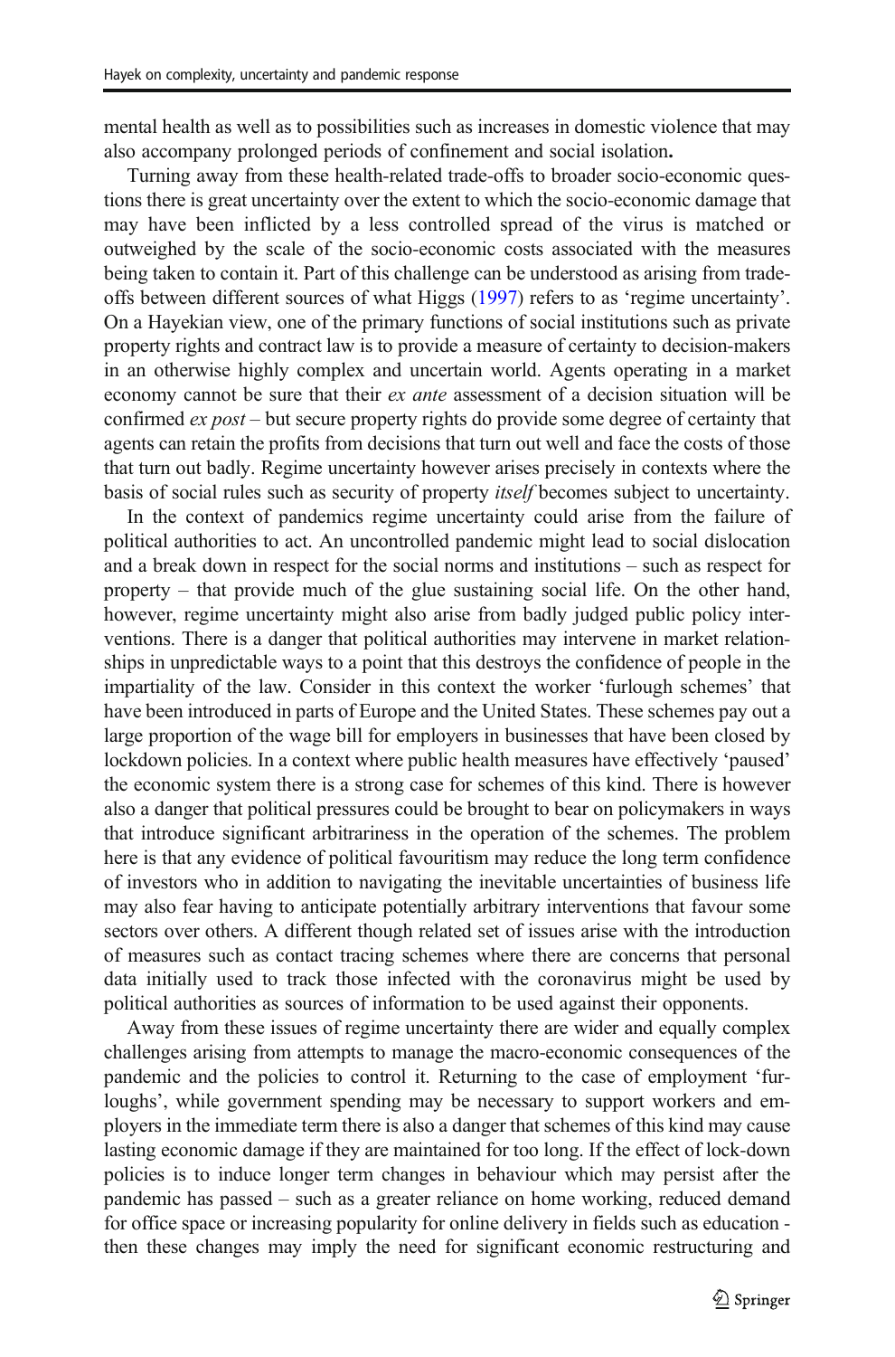mental health as well as to possibilities such as increases in domestic violence that may also accompany prolonged periods of confinement and social isolation.

Turning away from these health-related trade-offs to broader socio-economic questions there is great uncertainty over the extent to which the socio-economic damage that may have been inflicted by a less controlled spread of the virus is matched or outweighed by the scale of the socio-economic costs associated with the measures being taken to contain it. Part of this challenge can be understood as arising from trade-offs between different sources of what Higgs (1997) refers to as 'regime uncertainty'. On a Hayekian view, one of the primary functions of social institutions such as private property rights and contract law is to provide a measure of certainty to decision-makers in an otherwise highly complex and uncertain world. Agents operating in a market economy cannot be sure that their *ex ante* assessment of a decision situation will be confirmed *ex post* – but secure property rights do provide some degree of certainty that agents can retain the profits from decisions that turn out well and face the costs of those that turn out badly. Regime uncertainty however arises precisely in contexts where the basis of social rules such as security of property *itself* becomes subject to uncertainty.

In the context of pandemics regime uncertainty could arise from the failure of political authorities to act. An uncontrolled pandemic might lead to social dislocation and a break down in respect for the social norms and institutions – such as respect for property – that provide much of the glue sustaining social life. On the other hand, however, regime uncertainty might also arise from badly judged public policy interventions. There is a danger that political authorities may intervene in market relationships in unpredictable ways to a point that this destroys the confidence of people in the impartiality of the law. Consider in this context the worker 'furlough schemes' that have been introduced in parts of Europe and the United States. These schemes pay out a large proportion of the wage bill for employers in businesses that have been closed by lockdown policies. In a context where public health measures have effectively 'paused' the economic system there is a strong case for schemes of this kind. There is however also a danger that political pressures could be brought to bear on policymakers in ways that introduce significant arbitrariness in the operation of the schemes. The problem here is that any evidence of political favouritism may reduce the long term confidence of investors who in addition to navigating the inevitable uncertainties of business life may also fear having to anticipate potentially arbitrary interventions that favour some sectors over others. A different though related set of issues arise with the introduction of measures such as contact tracing schemes where there are concerns that personal data initially used to track those infected with the coronavirus might be used by political authorities as sources of information to be used against their opponents.

Away from these issues of regime uncertainty there are wider and equally complex challenges arising from attempts to manage the macro-economic consequences of the pandemic and the policies to control it. Returning to the case of employment 'furloughs', while government spending may be necessary to support workers and employers in the immediate term there is also a danger that schemes of this kind may cause lasting economic damage if they are maintained for too long. If the effect of lock-down policies is to induce longer term changes in behaviour which may persist after the pandemic has passed – such as a greater reliance on home working, reduced demand for office space or increasing popularity for online delivery in fields such as education - then these changes may imply the need for significant economic restructuring and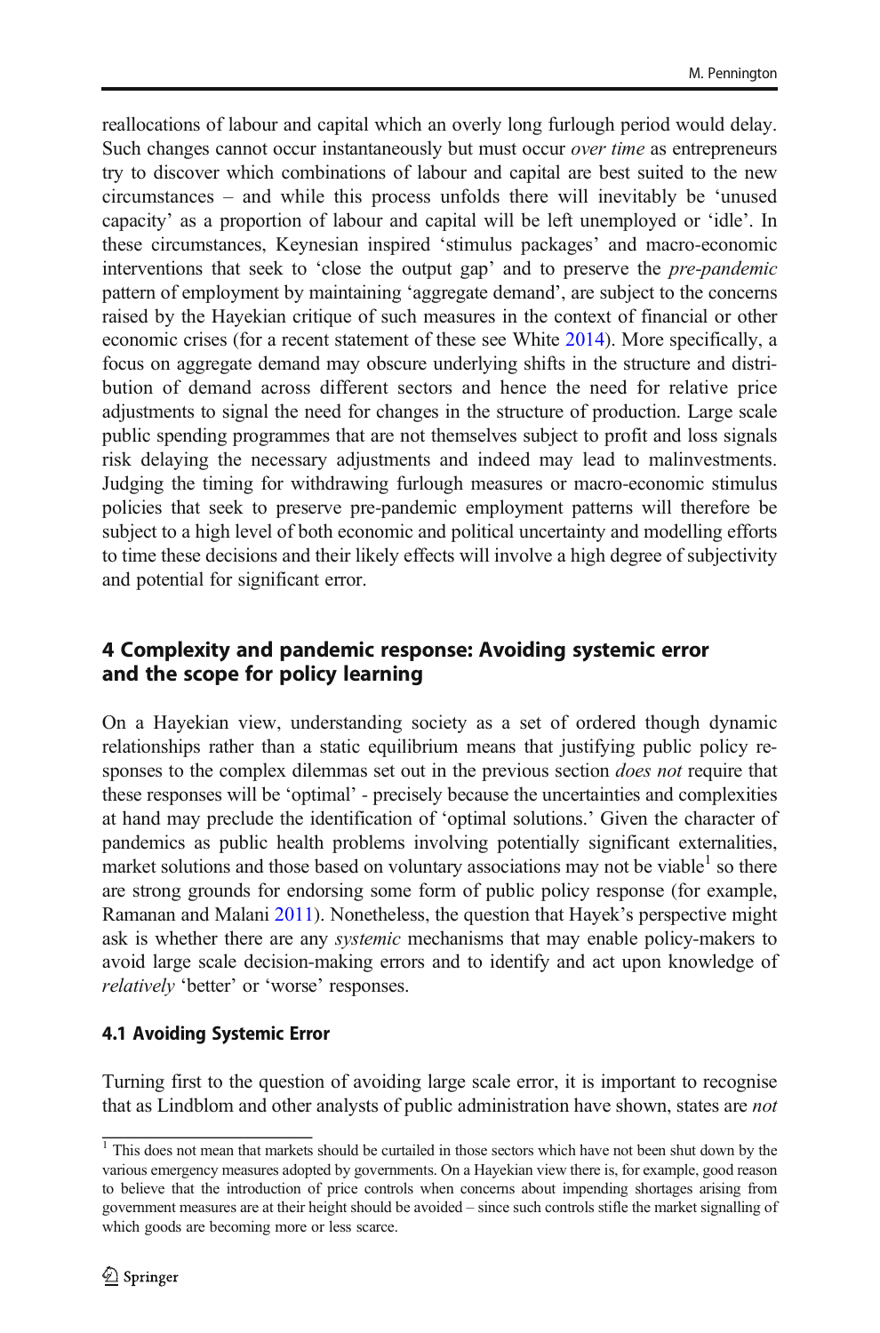reallocations of labour and capital which an overly long furlough period would delay. Such changes cannot occur instantaneously but must occur *over time* as entrepreneurs try to discover which combinations of labour and capital are best suited to the new circumstances – and while this process unfolds there will inevitably be 'unused capacity' as a proportion of labour and capital will be left unemployed or 'idle'. In these circumstances, Keynesian inspired 'stimulus packages' and macro-economic interventions that seek to 'close the output gap' and to preserve the *pre-pandemic* pattern of employment by maintaining 'aggregate demand', are subject to the concerns raised by the Hayekian critique of such measures in the context of financial or other economic crises (for a recent statement of these see White 2014). More specifically, a focus on aggregate demand may obscure underlying shifts in the structure and distribution of demand across different sectors and hence the need for relative price adjustments to signal the need for changes in the structure of production. Large scale public spending programmes that are not themselves subject to profit and loss signals risk delaying the necessary adjustments and indeed may lead to malinvestments. Judging the timing for withdrawing furlough measures or macro-economic stimulus policies that seek to preserve pre-pandemic employment patterns will therefore be subject to a high level of both economic and political uncertainty and modelling efforts to time these decisions and their likely effects will involve a high degree of subjectivity and potential for significant error.

## 4 Complexity and pandemic response: Avoiding systemic error and the scope for policy learning

On a Hayekian view, understanding society as a set of ordered though dynamic relationships rather than a static equilibrium means that justifying public policy responses to the complex dilemmas set out in the previous section *does not* require that these responses will be 'optimal' - precisely because the uncertainties and complexities at hand may preclude the identification of 'optimal solutions.' Given the character of pandemics as public health problems involving potentially significant externalities, market solutions and those based on voluntary associations may not be viable[1] so there are strong grounds for endorsing some form of public policy response (for example, Ramanan and Malani 2011). Nonetheless, the question that Hayek's perspective might ask is whether there are any *systemic* mechanisms that may enable policy-makers to avoid large scale decision-making errors and to identify and act upon knowledge of *relatively* 'better' or 'worse' responses.

### 4.1 Avoiding Systemic Error

Turning first to the question of avoiding large scale error, it is important to recognise that as Lindblom and other analysts of public administration have shown, states are *not*

[1] This does not mean that markets should be curtailed in those sectors which have not been shut down by the various emergency measures adopted by governments. On a Hayekian view there is, for example, good reason to believe that the introduction of price controls when concerns about impending shortages arising from government measures are at their height should be avoided – since such controls stifle the market signalling of which goods are becoming more or less scarce.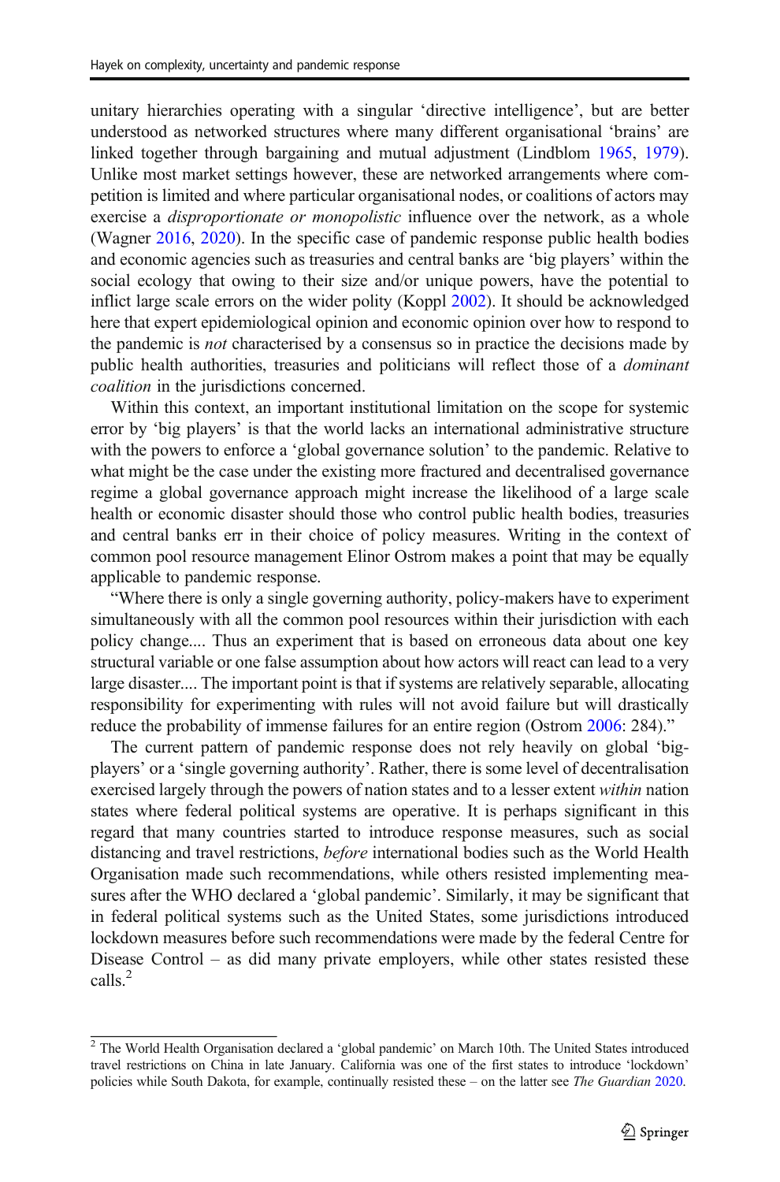unitary hierarchies operating with a singular 'directive intelligence', but are better understood as networked structures where many different organisational 'brains' are linked together through bargaining and mutual adjustment (Lindblom 1965, 1979). Unlike most market settings however, these are networked arrangements where competition is limited and where particular organisational nodes, or coalitions of actors may exercise a *disproportionate or monopolistic* influence over the network, as a whole (Wagner 2016, 2020). In the specific case of pandemic response public health bodies and economic agencies such as treasuries and central banks are 'big players' within the social ecology that owing to their size and/or unique powers, have the potential to inflict large scale errors on the wider polity (Koppl 2002). It should be acknowledged here that expert epidemiological opinion and economic opinion over how to respond to the pandemic is *not* characterised by a consensus so in practice the decisions made by public health authorities, treasuries and politicians will reflect those of a *dominant coalition* in the jurisdictions concerned.

Within this context, an important institutional limitation on the scope for systemic error by 'big players' is that the world lacks an international administrative structure with the powers to enforce a 'global governance solution' to the pandemic. Relative to what might be the case under the existing more fractured and decentralised governance regime a global governance approach might increase the likelihood of a large scale health or economic disaster should those who control public health bodies, treasuries and central banks err in their choice of policy measures. Writing in the context of common pool resource management Elinor Ostrom makes a point that may be equally applicable to pandemic response.

"Where there is only a single governing authority, policy-makers have to experiment simultaneously with all the common pool resources within their jurisdiction with each policy change.... Thus an experiment that is based on erroneous data about one key structural variable or one false assumption about how actors will react can lead to a very large disaster.... The important point is that if systems are relatively separable, allocating responsibility for experimenting with rules will not avoid failure but will drastically reduce the probability of immense failures for an entire region (Ostrom 2006: 284)."

The current pattern of pandemic response does not rely heavily on global 'big-players' or a 'single governing authority'. Rather, there is some level of decentralisation exercised largely through the powers of nation states and to a lesser extent *within* nation states where federal political systems are operative. It is perhaps significant in this regard that many countries started to introduce response measures, such as social distancing and travel restrictions, *before* international bodies such as the World Health Organisation made such recommendations, while others resisted implementing measures after the WHO declared a 'global pandemic'. Similarly, it may be significant that in federal political systems such as the United States, some jurisdictions introduced lockdown measures before such recommendations were made by the federal Centre for Disease Control – as did many private employers, while other states resisted these calls.[2]

[2] The World Health Organisation declared a 'global pandemic' on March 10th. The United States introduced travel restrictions on China in late January. California was one of the first states to introduce 'lockdown' policies while South Dakota, for example, continually resisted these – on the latter see *The Guardian* 2020.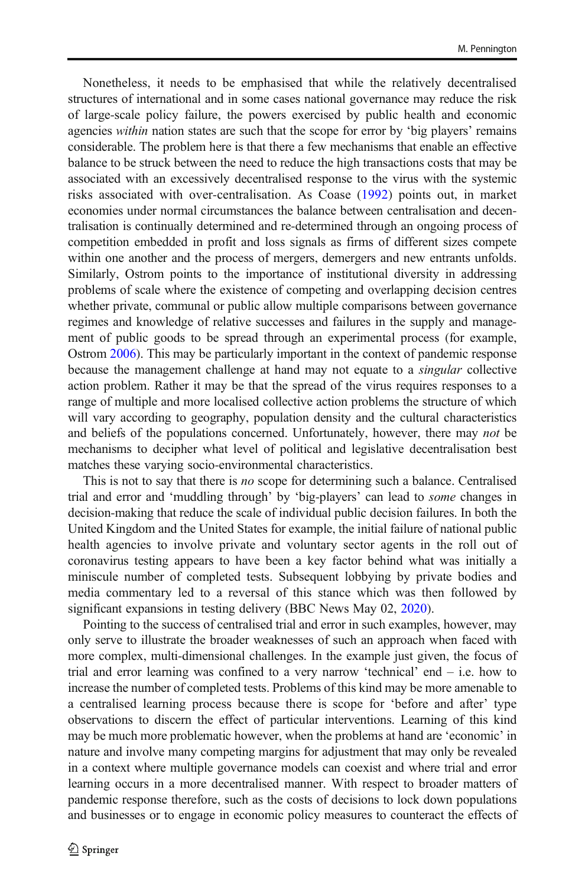Nonetheless, it needs to be emphasised that while the relatively decentralised structures of international and in some cases national governance may reduce the risk of large-scale policy failure, the powers exercised by public health and economic agencies *within* nation states are such that the scope for error by 'big players' remains considerable. The problem here is that there a few mechanisms that enable an effective balance to be struck between the need to reduce the high transactions costs that may be associated with an excessively decentralised response to the virus with the systemic risks associated with over-centralisation. As Coase (1992) points out, in market economies under normal circumstances the balance between centralisation and decentralisation is continually determined and re-determined through an ongoing process of competition embedded in profit and loss signals as firms of different sizes compete within one another and the process of mergers, demergers and new entrants unfolds. Similarly, Ostrom points to the importance of institutional diversity in addressing problems of scale where the existence of competing and overlapping decision centres whether private, communal or public allow multiple comparisons between governance regimes and knowledge of relative successes and failures in the supply and management of public goods to be spread through an experimental process (for example, Ostrom 2006). This may be particularly important in the context of pandemic response because the management challenge at hand may not equate to a *singular* collective action problem. Rather it may be that the spread of the virus requires responses to a range of multiple and more localised collective action problems the structure of which will vary according to geography, population density and the cultural characteristics and beliefs of the populations concerned. Unfortunately, however, there may *not* be mechanisms to decipher what level of political and legislative decentralisation best matches these varying socio-environmental characteristics.

This is not to say that there is *no* scope for determining such a balance. Centralised trial and error and 'muddling through' by 'big-players' can lead to *some* changes in decision-making that reduce the scale of individual public decision failures. In both the United Kingdom and the United States for example, the initial failure of national public health agencies to involve private and voluntary sector agents in the roll out of coronavirus testing appears to have been a key factor behind what was initially a miniscule number of completed tests. Subsequent lobbying by private bodies and media commentary led to a reversal of this stance which was then followed by significant expansions in testing delivery (BBC News May 02, 2020).

Pointing to the success of centralised trial and error in such examples, however, may only serve to illustrate the broader weaknesses of such an approach when faced with more complex, multi-dimensional challenges. In the example just given, the focus of trial and error learning was confined to a very narrow 'technical' end – i.e. how to increase the number of completed tests. Problems of this kind may be more amenable to a centralised learning process because there is scope for 'before and after' type observations to discern the effect of particular interventions. Learning of this kind may be much more problematic however, when the problems at hand are 'economic' in nature and involve many competing margins for adjustment that may only be revealed in a context where multiple governance models can coexist and where trial and error learning occurs in a more decentralised manner. With respect to broader matters of pandemic response therefore, such as the costs of decisions to lock down populations and businesses or to engage in economic policy measures to counteract the effects of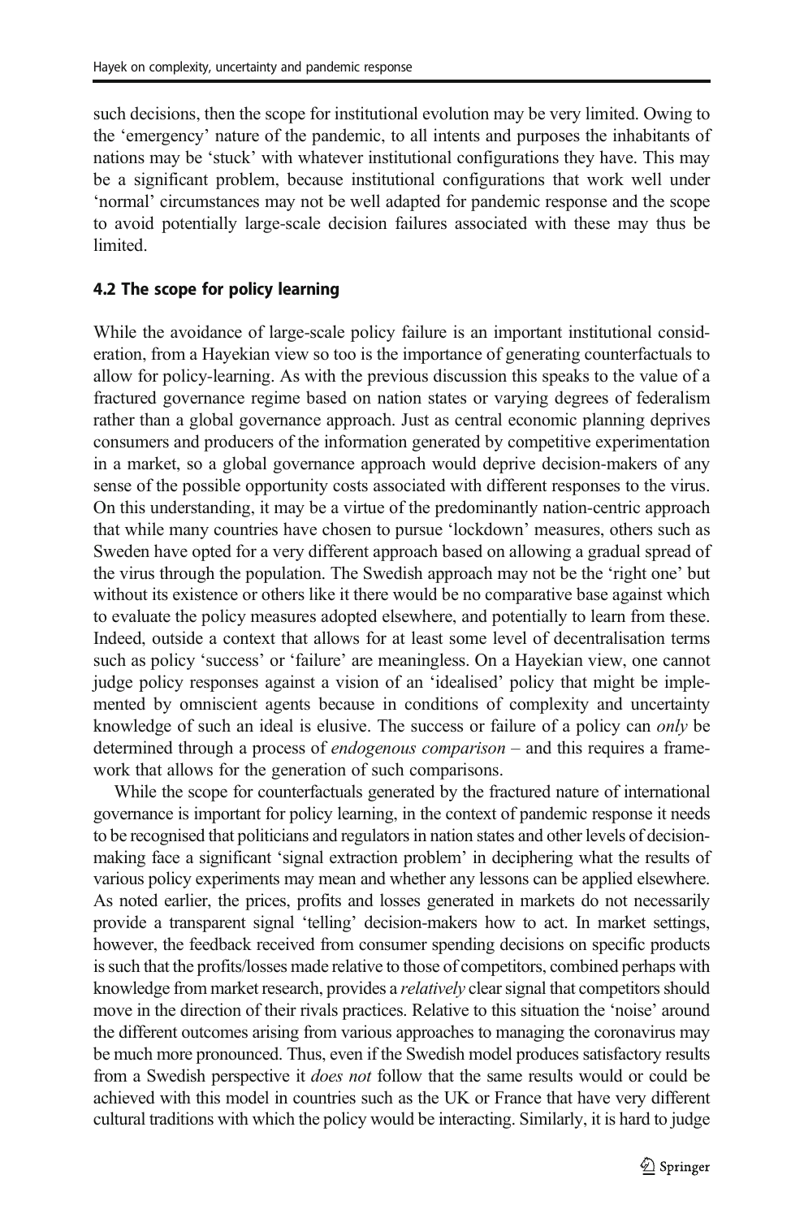such decisions, then the scope for institutional evolution may be very limited. Owing to the 'emergency' nature of the pandemic, to all intents and purposes the inhabitants of nations may be 'stuck' with whatever institutional configurations they have. This may be a significant problem, because institutional configurations that work well under 'normal' circumstances may not be well adapted for pandemic response and the scope to avoid potentially large-scale decision failures associated with these may thus be limited.

### 4.2 The scope for policy learning

While the avoidance of large-scale policy failure is an important institutional consideration, from a Hayekian view so too is the importance of generating counterfactuals to allow for policy-learning. As with the previous discussion this speaks to the value of a fractured governance regime based on nation states or varying degrees of federalism rather than a global governance approach. Just as central economic planning deprives consumers and producers of the information generated by competitive experimentation in a market, so a global governance approach would deprive decision-makers of any sense of the possible opportunity costs associated with different responses to the virus. On this understanding, it may be a virtue of the predominantly nation-centric approach that while many countries have chosen to pursue 'lockdown' measures, others such as Sweden have opted for a very different approach based on allowing a gradual spread of the virus through the population. The Swedish approach may not be the 'right one' but without its existence or others like it there would be no comparative base against which to evaluate the policy measures adopted elsewhere, and potentially to learn from these. Indeed, outside a context that allows for at least some level of decentralisation terms such as policy 'success' or 'failure' are meaningless. On a Hayekian view, one cannot judge policy responses against a vision of an 'idealised' policy that might be implemented by omniscient agents because in conditions of complexity and uncertainty knowledge of such an ideal is elusive. The success or failure of a policy can *only* be determined through a process of *endogenous comparison* – and this requires a framework that allows for the generation of such comparisons.

While the scope for counterfactuals generated by the fractured nature of international governance is important for policy learning, in the context of pandemic response it needs to be recognised that politicians and regulators in nation states and other levels of decision-making face a significant 'signal extraction problem' in deciphering what the results of various policy experiments may mean and whether any lessons can be applied elsewhere. As noted earlier, the prices, profits and losses generated in markets do not necessarily provide a transparent signal 'telling' decision-makers how to act. In market settings, however, the feedback received from consumer spending decisions on specific products is such that the profits/losses made relative to those of competitors, combined perhaps with knowledge from market research, provides a *relatively* clear signal that competitors should move in the direction of their rivals practices. Relative to this situation the 'noise' around the different outcomes arising from various approaches to managing the coronavirus may be much more pronounced. Thus, even if the Swedish model produces satisfactory results from a Swedish perspective it *does not* follow that the same results would or could be achieved with this model in countries such as the UK or France that have very different cultural traditions with which the policy would be interacting. Similarly, it is hard to judge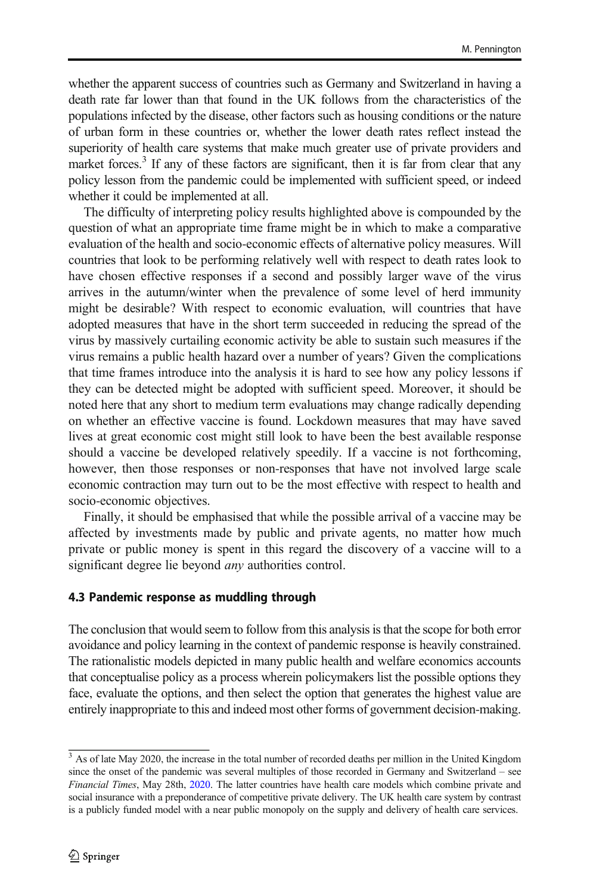whether the apparent success of countries such as Germany and Switzerland in having a death rate far lower than that found in the UK follows from the characteristics of the populations infected by the disease, other factors such as housing conditions or the nature of urban form in these countries or, whether the lower death rates reflect instead the superiority of health care systems that make much greater use of private providers and market forces.[3] If any of these factors are significant, then it is far from clear that any policy lesson from the pandemic could be implemented with sufficient speed, or indeed whether it could be implemented at all.

The difficulty of interpreting policy results highlighted above is compounded by the question of what an appropriate time frame might be in which to make a comparative evaluation of the health and socio-economic effects of alternative policy measures. Will countries that look to be performing relatively well with respect to death rates look to have chosen effective responses if a second and possibly larger wave of the virus arrives in the autumn/winter when the prevalence of some level of herd immunity might be desirable? With respect to economic evaluation, will countries that have adopted measures that have in the short term succeeded in reducing the spread of the virus by massively curtailing economic activity be able to sustain such measures if the virus remains a public health hazard over a number of years? Given the complications that time frames introduce into the analysis it is hard to see how any policy lessons if they can be detected might be adopted with sufficient speed. Moreover, it should be noted here that any short to medium term evaluations may change radically depending on whether an effective vaccine is found. Lockdown measures that may have saved lives at great economic cost might still look to have been the best available response should a vaccine be developed relatively speedily. If a vaccine is not forthcoming, however, then those responses or non-responses that have not involved large scale economic contraction may turn out to be the most effective with respect to health and socio-economic objectives.

Finally, it should be emphasised that while the possible arrival of a vaccine may be affected by investments made by public and private agents, no matter how much private or public money is spent in this regard the discovery of a vaccine will to a significant degree lie beyond *any* authorities control.

### 4.3 Pandemic response as muddling through

The conclusion that would seem to follow from this analysis is that the scope for both error avoidance and policy learning in the context of pandemic response is heavily constrained. The rationalistic models depicted in many public health and welfare economics accounts that conceptualise policy as a process wherein policymakers list the possible options they face, evaluate the options, and then select the option that generates the highest value are entirely inappropriate to this and indeed most other forms of government decision-making.

---

[3] As of late May 2020, the increase in the total number of recorded deaths per million in the United Kingdom since the onset of the pandemic was several multiples of those recorded in Germany and Switzerland – see *Financial Times*, May 28th, 2020. The latter countries have health care models which combine private and social insurance with a preponderance of competitive private delivery. The UK health care system by contrast is a publicly funded model with a near public monopoly on the supply and delivery of health care services.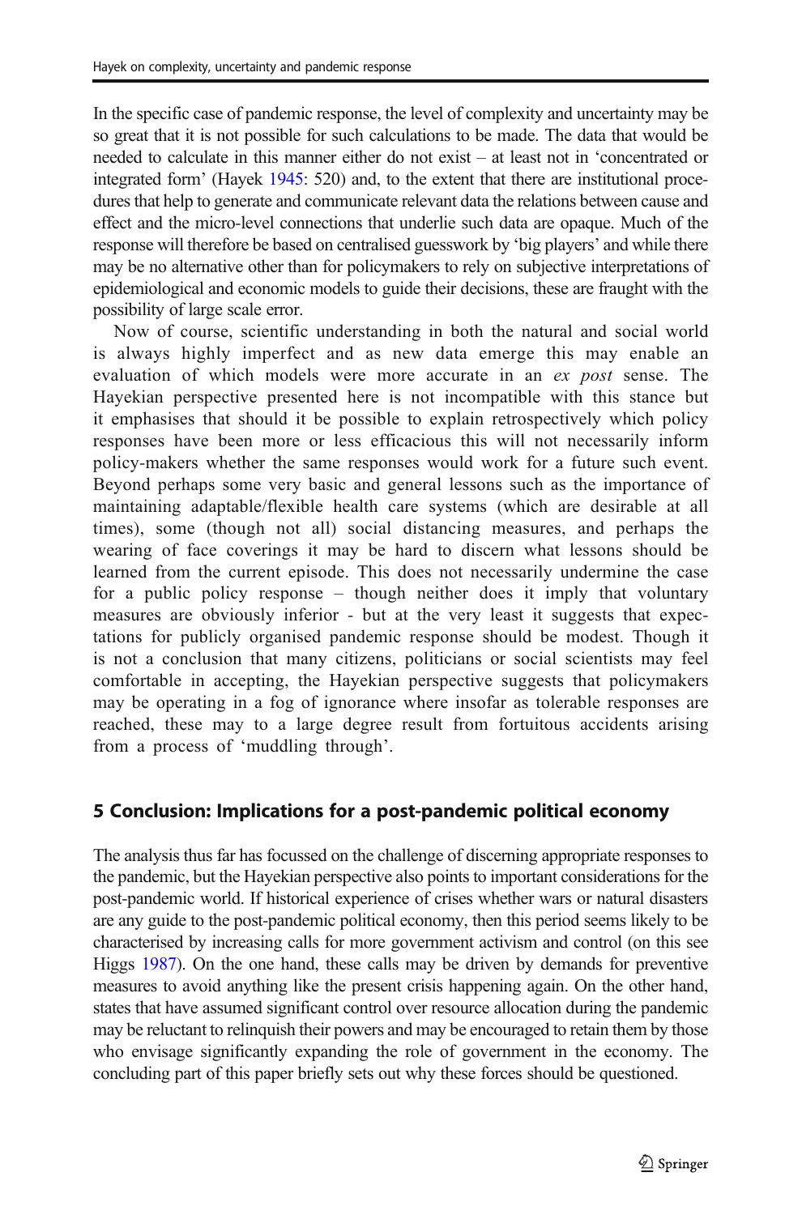In the specific case of pandemic response, the level of complexity and uncertainty may be so great that it is not possible for such calculations to be made. The data that would be needed to calculate in this manner either do not exist – at least not in 'concentrated or integrated form' (Hayek 1945: 520) and, to the extent that there are institutional procedures that help to generate and communicate relevant data the relations between cause and effect and the micro-level connections that underlie such data are opaque. Much of the response will therefore be based on centralised guesswork by 'big players' and while there may be no alternative other than for policymakers to rely on subjective interpretations of epidemiological and economic models to guide their decisions, these are fraught with the possibility of large scale error.

Now of course, scientific understanding in both the natural and social world is always highly imperfect and as new data emerge this may enable an evaluation of which models were more accurate in an *ex post* sense. The Hayekian perspective presented here is not incompatible with this stance but it emphasises that should it be possible to explain retrospectively which policy responses have been more or less efficacious this will not necessarily inform policy-makers whether the same responses would work for a future such event. Beyond perhaps some very basic and general lessons such as the importance of maintaining adaptable/flexible health care systems (which are desirable at all times), some (though not all) social distancing measures, and perhaps the wearing of face coverings it may be hard to discern what lessons should be learned from the current episode. This does not necessarily undermine the case for a public policy response – though neither does it imply that voluntary measures are obviously inferior - but at the very least it suggests that expectations for publicly organised pandemic response should be modest. Though it is not a conclusion that many citizens, politicians or social scientists may feel comfortable in accepting, the Hayekian perspective suggests that policymakers may be operating in a fog of ignorance where insofar as tolerable responses are reached, these may to a large degree result from fortuitous accidents arising from a process of 'muddling through'.

## 5 Conclusion: Implications for a post-pandemic political economy

The analysis thus far has focussed on the challenge of discerning appropriate responses to the pandemic, but the Hayekian perspective also points to important considerations for the post-pandemic world. If historical experience of crises whether wars or natural disasters are any guide to the post-pandemic political economy, then this period seems likely to be characterised by increasing calls for more government activism and control (on this see Higgs 1987). On the one hand, these calls may be driven by demands for preventive measures to avoid anything like the present crisis happening again. On the other hand, states that have assumed significant control over resource allocation during the pandemic may be reluctant to relinquish their powers and may be encouraged to retain them by those who envisage significantly expanding the role of government in the economy. The concluding part of this paper briefly sets out why these forces should be questioned.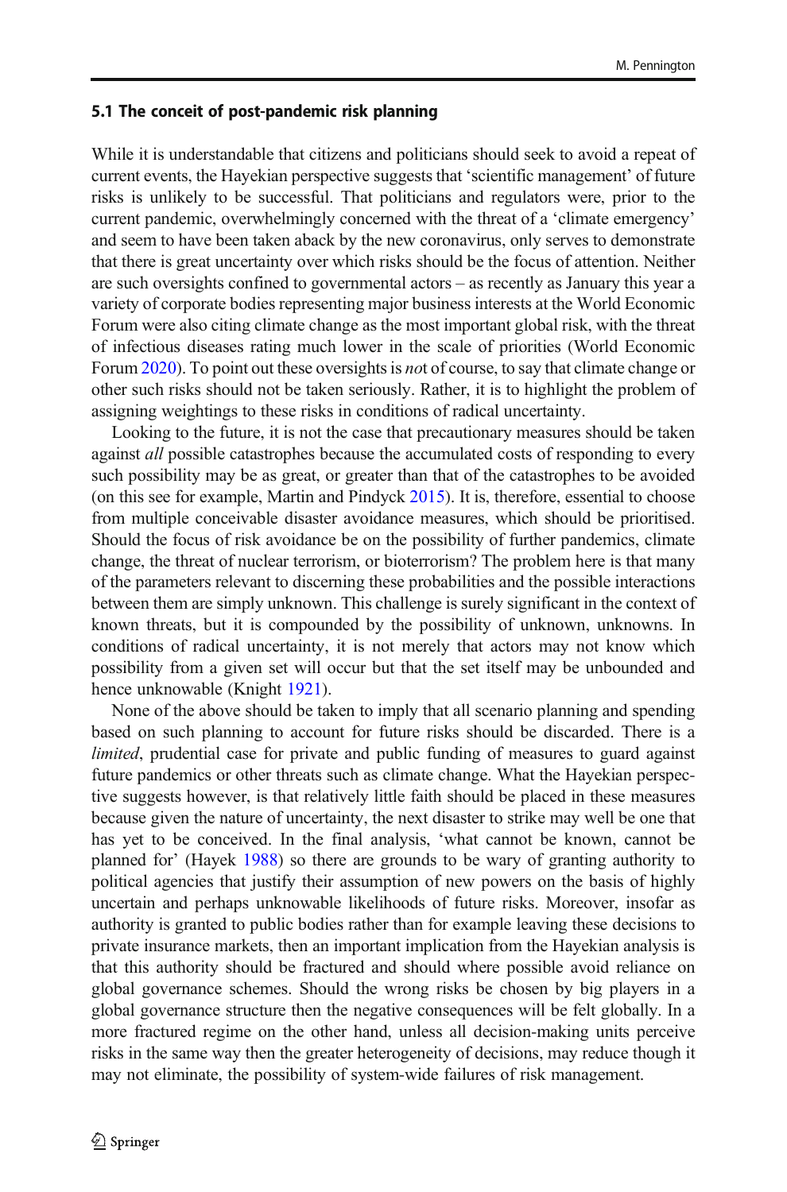### 5.1 The conceit of post-pandemic risk planning

While it is understandable that citizens and politicians should seek to avoid a repeat of current events, the Hayekian perspective suggests that 'scientific management' of future risks is unlikely to be successful. That politicians and regulators were, prior to the current pandemic, overwhelmingly concerned with the threat of a 'climate emergency' and seem to have been taken aback by the new coronavirus, only serves to demonstrate that there is great uncertainty over which risks should be the focus of attention. Neither are such oversights confined to governmental actors – as recently as January this year a variety of corporate bodies representing major business interests at the World Economic Forum were also citing climate change as the most important global risk, with the threat of infectious diseases rating much lower in the scale of priorities (World Economic Forum 2020). To point out these oversights is *not* of course, to say that climate change or other such risks should not be taken seriously. Rather, it is to highlight the problem of assigning weightings to these risks in conditions of radical uncertainty.

Looking to the future, it is not the case that precautionary measures should be taken against *all* possible catastrophes because the accumulated costs of responding to every such possibility may be as great, or greater than that of the catastrophes to be avoided (on this see for example, Martin and Pindyck 2015). It is, therefore, essential to choose from multiple conceivable disaster avoidance measures, which should be prioritised. Should the focus of risk avoidance be on the possibility of further pandemics, climate change, the threat of nuclear terrorism, or bioterrorism? The problem here is that many of the parameters relevant to discerning these probabilities and the possible interactions between them are simply unknown. This challenge is surely significant in the context of known threats, but it is compounded by the possibility of unknown, unknowns. In conditions of radical uncertainty, it is not merely that actors may not know which possibility from a given set will occur but that the set itself may be unbounded and hence unknowable (Knight 1921).

None of the above should be taken to imply that all scenario planning and spending based on such planning to account for future risks should be discarded. There is a *limited*, prudential case for private and public funding of measures to guard against future pandemics or other threats such as climate change. What the Hayekian perspective suggests however, is that relatively little faith should be placed in these measures because given the nature of uncertainty, the next disaster to strike may well be one that has yet to be conceived. In the final analysis, 'what cannot be known, cannot be planned for' (Hayek 1988) so there are grounds to be wary of granting authority to political agencies that justify their assumption of new powers on the basis of highly uncertain and perhaps unknowable likelihoods of future risks. Moreover, insofar as authority is granted to public bodies rather than for example leaving these decisions to private insurance markets, then an important implication from the Hayekian analysis is that this authority should be fractured and should where possible avoid reliance on global governance schemes. Should the wrong risks be chosen by big players in a global governance structure then the negative consequences will be felt globally. In a more fractured regime on the other hand, unless all decision-making units perceive risks in the same way then the greater heterogeneity of decisions, may reduce though it may not eliminate, the possibility of system-wide failures of risk management.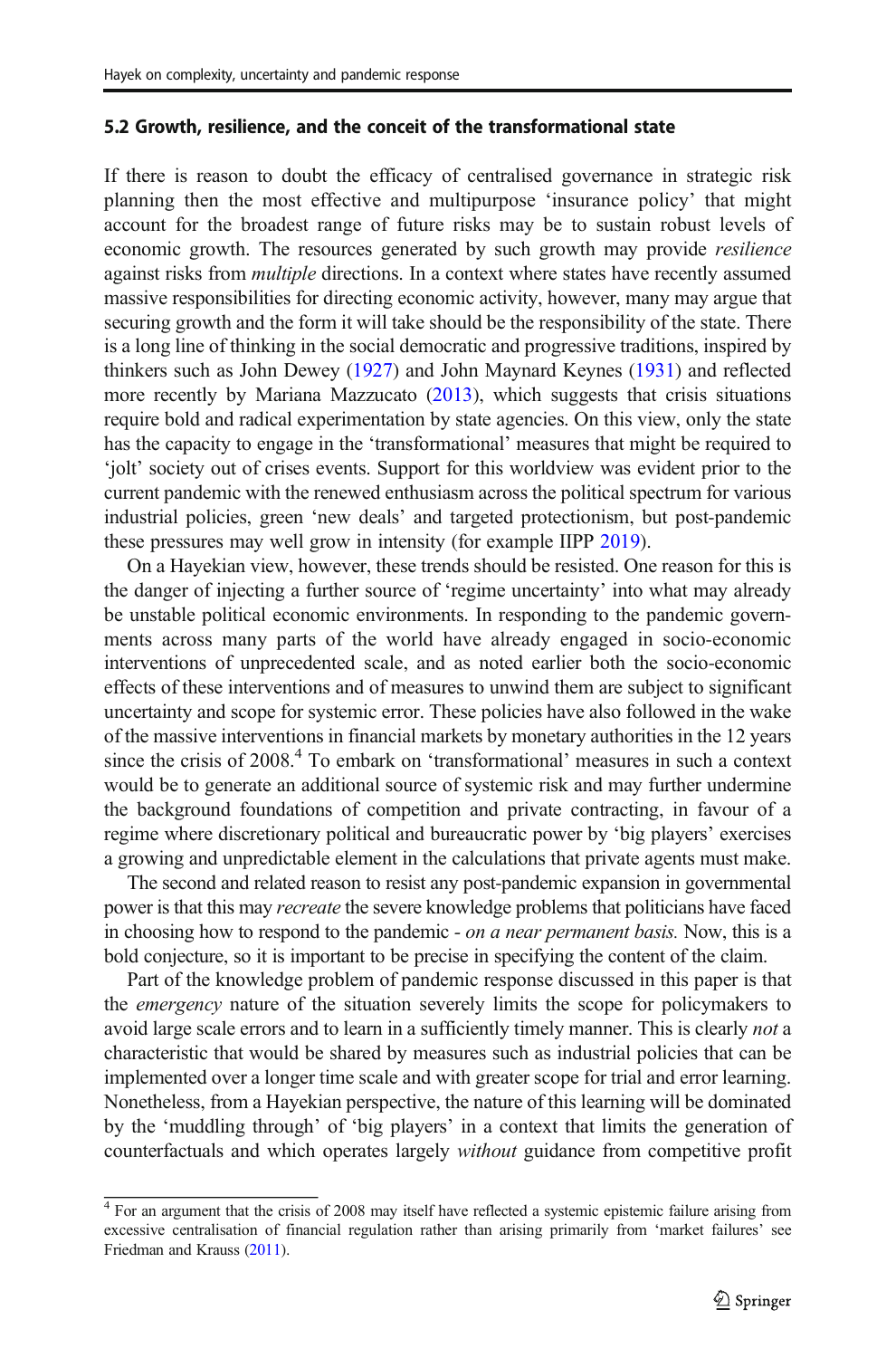### 5.2 Growth, resilience, and the conceit of the transformational state

If there is reason to doubt the efficacy of centralised governance in strategic risk planning then the most effective and multipurpose 'insurance policy' that might account for the broadest range of future risks may be to sustain robust levels of economic growth. The resources generated by such growth may provide *resilience* against risks from *multiple* directions. In a context where states have recently assumed massive responsibilities for directing economic activity, however, many may argue that securing growth and the form it will take should be the responsibility of the state. There is a long line of thinking in the social democratic and progressive traditions, inspired by thinkers such as John Dewey (1927) and John Maynard Keynes (1931) and reflected more recently by Mariana Mazzucato (2013), which suggests that crisis situations require bold and radical experimentation by state agencies. On this view, only the state has the capacity to engage in the 'transformational' measures that might be required to 'jolt' society out of crises events. Support for this worldview was evident prior to the current pandemic with the renewed enthusiasm across the political spectrum for various industrial policies, green 'new deals' and targeted protectionism, but post-pandemic these pressures may well grow in intensity (for example IIPP 2019).

On a Hayekian view, however, these trends should be resisted. One reason for this is the danger of injecting a further source of 'regime uncertainty' into what may already be unstable political economic environments. In responding to the pandemic governments across many parts of the world have already engaged in socio-economic interventions of unprecedented scale, and as noted earlier both the socio-economic effects of these interventions and of measures to unwind them are subject to significant uncertainty and scope for systemic error. These policies have also followed in the wake of the massive interventions in financial markets by monetary authorities in the 12 years since the crisis of 2008.[4] To embark on 'transformational' measures in such a context would be to generate an additional source of systemic risk and may further undermine the background foundations of competition and private contracting, in favour of a regime where discretionary political and bureaucratic power by 'big players' exercises a growing and unpredictable element in the calculations that private agents must make.

The second and related reason to resist any post-pandemic expansion in governmental power is that this may *recreate* the severe knowledge problems that politicians have faced in choosing how to respond to the pandemic - *on a near permanent basis.* Now, this is a bold conjecture, so it is important to be precise in specifying the content of the claim.

Part of the knowledge problem of pandemic response discussed in this paper is that the *emergency* nature of the situation severely limits the scope for policymakers to avoid large scale errors and to learn in a sufficiently timely manner. This is clearly *not* a characteristic that would be shared by measures such as industrial policies that can be implemented over a longer time scale and with greater scope for trial and error learning. Nonetheless, from a Hayekian perspective, the nature of this learning will be dominated by the 'muddling through' of 'big players' in a context that limits the generation of counterfactuals and which operates largely *without* guidance from competitive profit

[4] For an argument that the crisis of 2008 may itself have reflected a systemic epistemic failure arising from excessive centralisation of financial regulation rather than arising primarily from 'market failures' see Friedman and Krauss (2011).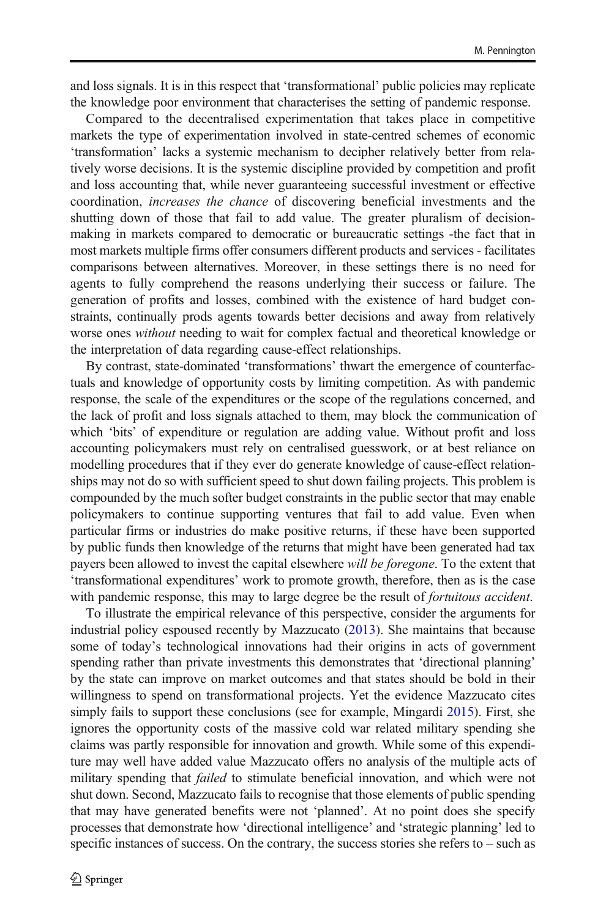and loss signals. It is in this respect that 'transformational' public policies may replicate the knowledge poor environment that characterises the setting of pandemic response.

Compared to the decentralised experimentation that takes place in competitive markets the type of experimentation involved in state-centred schemes of economic 'transformation' lacks a systemic mechanism to decipher relatively better from relatively worse decisions. It is the systemic discipline provided by competition and profit and loss accounting that, while never guaranteeing successful investment or effective coordination, *increases the chance* of discovering beneficial investments and the shutting down of those that fail to add value. The greater pluralism of decision-making in markets compared to democratic or bureaucratic settings -the fact that in most markets multiple firms offer consumers different products and services - facilitates comparisons between alternatives. Moreover, in these settings there is no need for agents to fully comprehend the reasons underlying their success or failure. The generation of profits and losses, combined with the existence of hard budget constraints, continually prods agents towards better decisions and away from relatively worse ones *without* needing to wait for complex factual and theoretical knowledge or the interpretation of data regarding cause-effect relationships.

By contrast, state-dominated 'transformations' thwart the emergence of counterfactuals and knowledge of opportunity costs by limiting competition. As with pandemic response, the scale of the expenditures or the scope of the regulations concerned, and the lack of profit and loss signals attached to them, may block the communication of which 'bits' of expenditure or regulation are adding value. Without profit and loss accounting policymakers must rely on centralised guesswork, or at best reliance on modelling procedures that if they ever do generate knowledge of cause-effect relationships may not do so with sufficient speed to shut down failing projects. This problem is compounded by the much softer budget constraints in the public sector that may enable policymakers to continue supporting ventures that fail to add value. Even when particular firms or industries do make positive returns, if these have been supported by public funds then knowledge of the returns that might have been generated had tax payers been allowed to invest the capital elsewhere *will be foregone*. To the extent that 'transformational expenditures' work to promote growth, therefore, then as is the case with pandemic response, this may to large degree be the result of *fortuitous accident*.

To illustrate the empirical relevance of this perspective, consider the arguments for industrial policy espoused recently by Mazzucato (2013). She maintains that because some of today's technological innovations had their origins in acts of government spending rather than private investments this demonstrates that 'directional planning' by the state can improve on market outcomes and that states should be bold in their willingness to spend on transformational projects. Yet the evidence Mazzucato cites simply fails to support these conclusions (see for example, Mingardi 2015). First, she ignores the opportunity costs of the massive cold war related military spending she claims was partly responsible for innovation and growth. While some of this expenditure may well have added value Mazzucato offers no analysis of the multiple acts of military spending that *failed* to stimulate beneficial innovation, and which were not shut down. Second, Mazzucato fails to recognise that those elements of public spending that may have generated benefits were not 'planned'. At no point does she specify processes that demonstrate how 'directional intelligence' and 'strategic planning' led to specific instances of success. On the contrary, the success stories she refers to – such as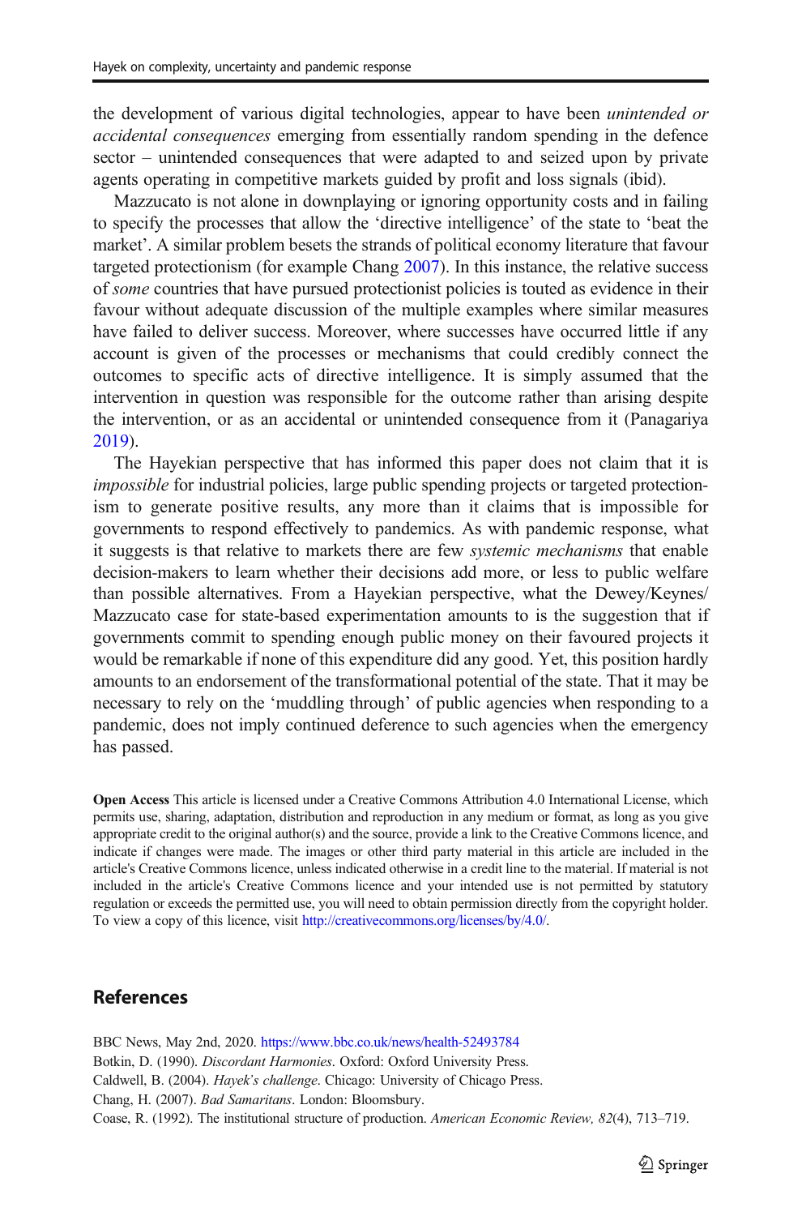the development of various digital technologies, appear to have been *unintended or accidental consequences* emerging from essentially random spending in the defence sector – unintended consequences that were adapted to and seized upon by private agents operating in competitive markets guided by profit and loss signals (ibid).

Mazzucato is not alone in downplaying or ignoring opportunity costs and in failing to specify the processes that allow the 'directive intelligence' of the state to 'beat the market'. A similar problem besets the strands of political economy literature that favour targeted protectionism (for example Chang 2007). In this instance, the relative success of *some* countries that have pursued protectionist policies is touted as evidence in their favour without adequate discussion of the multiple examples where similar measures have failed to deliver success. Moreover, where successes have occurred little if any account is given of the processes or mechanisms that could credibly connect the outcomes to specific acts of directive intelligence. It is simply assumed that the intervention in question was responsible for the outcome rather than arising despite the intervention, or as an accidental or unintended consequence from it (Panagariya 2019).

The Hayekian perspective that has informed this paper does not claim that it is *impossible* for industrial policies, large public spending projects or targeted protectionism to generate positive results, any more than it claims that is impossible for governments to respond effectively to pandemics. As with pandemic response, what it suggests is that relative to markets there are few *systemic mechanisms* that enable decision-makers to learn whether their decisions add more, or less to public welfare than possible alternatives. From a Hayekian perspective, what the Dewey/Keynes/Mazzucato case for state-based experimentation amounts to is the suggestion that if governments commit to spending enough public money on their favoured projects it would be remarkable if none of this expenditure did any good. Yet, this position hardly amounts to an endorsement of the transformational potential of the state. That it may be necessary to rely on the 'muddling through' of public agencies when responding to a pandemic, does not imply continued deference to such agencies when the emergency has passed.

**Open Access** This article is licensed under a Creative Commons Attribution 4.0 International License, which permits use, sharing, adaptation, distribution and reproduction in any medium or format, as long as you give appropriate credit to the original author(s) and the source, provide a link to the Creative Commons licence, and indicate if changes were made. The images or other third party material in this article are included in the article's Creative Commons licence, unless indicated otherwise in a credit line to the material. If material is not included in the article's Creative Commons licence and your intended use is not permitted by statutory regulation or exceeds the permitted use, you will need to obtain permission directly from the copyright holder. To view a copy of this licence, visit http://creativecommons.org/licenses/by/4.0/.

## References

BBC News, May 2nd, 2020. https://www.bbc.co.uk/news/health-52493784

Botkin, D. (1990). *Discordant Harmonies*. Oxford: Oxford University Press.

Caldwell, B. (2004). *Hayek's challenge*. Chicago: University of Chicago Press.

Chang, H. (2007). *Bad Samaritans*. London: Bloomsbury.

Coase, R. (1992). The institutional structure of production. *American Economic Review, 82*(4), 713–719.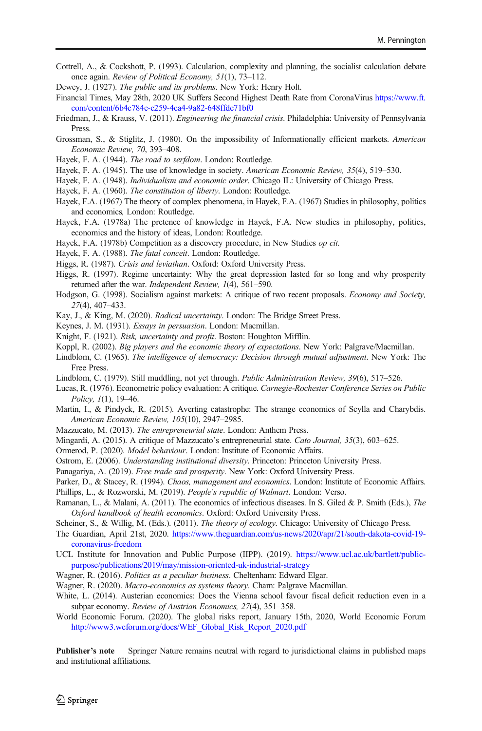Cottrell, A., & Cockshott, P. (1993). Calculation, complexity and planning, the socialist calculation debate once again. *Review of Political Economy, 51*(1), 73–112.

Dewey, J. (1927). *The public and its problems*. New York: Henry Holt.

Financial Times, May 28th, 2020 UK Suffers Second Highest Death Rate from CoronaVirus https://www.ft.com/content/6b4c784e-c259-4ca4-9a82-648ffde71bf0

Friedman, J., & Krauss, V. (2011). *Engineering the financial crisis*. Philadelphia: University of Pennsylvania Press.

Grossman, S., & Stiglitz, J. (1980). On the impossibility of Informationally efficient markets. *American Economic Review, 70*, 393–408.

Hayek, F. A. (1944). *The road to serfdom*. London: Routledge.

Hayek, F. A. (1945). The use of knowledge in society. *American Economic Review, 35*(4), 519–530.

Hayek, F. A. (1948). *Individualism and economic order*. Chicago IL: University of Chicago Press.

Hayek, F. A. (1960). *The constitution of liberty*. London: Routledge.

Hayek, F.A. (1967) The theory of complex phenomena, in Hayek, F.A. (1967) Studies in philosophy, politics and economics*,* London: Routledge.

Hayek, F.A. (1978a) The pretence of knowledge in Hayek, F.A. New studies in philosophy, politics, economics and the history of ideas, London: Routledge.

Hayek, F.A. (1978b) Competition as a discovery procedure, in New Studies *op cit.*

Hayek, F. A. (1988). *The fatal conceit*. London: Routledge.

Higgs, R. (1987). *Crisis and leviathan*. Oxford: Oxford University Press.

Higgs, R. (1997). Regime uncertainty: Why the great depression lasted for so long and why prosperity returned after the war. *Independent Review, 1*(4), 561–590.

Hodgson, G. (1998). Socialism against markets: A critique of two recent proposals. *Economy and Society, 27*(4), 407–433.

Kay, J., & King, M. (2020). *Radical uncertainty*. London: The Bridge Street Press.

Keynes, J. M. (1931). *Essays in persuasion*. London: Macmillan.

Knight, F. (1921). *Risk, uncertainty and profit*. Boston: Houghton Mifflin.

Koppl, R. (2002). *Big players and the economic theory of expectations*. New York: Palgrave/Macmillan.

Lindblom, C. (1965). *The intelligence of democracy: Decision through mutual adjustment*. New York: The Free Press.

Lindblom, C. (1979). Still muddling, not yet through. *Public Administration Review, 39*(6), 517–526.

Lucas, R. (1976). Econometric policy evaluation: A critique. *Carnegie-Rochester Conference Series on Public Policy, 1*(1), 19–46.

Martin, I., & Pindyck, R. (2015). Averting catastrophe: The strange economics of Scylla and Charybdis. *American Economic Review, 105*(10), 2947–2985.

Mazzucato, M. (2013). *The entrepreneurial state*. London: Anthem Press.

Mingardi, A. (2015). A critique of Mazzucato's entrepreneurial state. *Cato Journal, 35*(3), 603–625.

Ormerod, P. (2020). *Model behaviour*. London: Institute of Economic Affairs.

Ostrom, E. (2006). *Understanding institutional diversity*. Princeton: Princeton University Press.

Panagariya, A. (2019). *Free trade and prosperity*. New York: Oxford University Press.

Parker, D., & Stacey, R. (1994). *Chaos, management and economics*. London: Institute of Economic Affairs.

Phillips, L., & Rozworski, M. (2019). *People's republic of Walmart*. London: Verso.

Ramanan, L., & Malani, A. (2011). The economics of infectious diseases. In S. Giled & P. Smith (Eds.), *The Oxford handbook of health economics*. Oxford: Oxford University Press.

Scheiner, S., & Willig, M. (Eds.). (2011). *The theory of ecology*. Chicago: University of Chicago Press.

The Guardian, April 21st, 2020. https://www.theguardian.com/us-news/2020/apr/21/south-dakota-covid-19-coronavirus-freedom

UCL Institute for Innovation and Public Purpose (IIPP). (2019). https://www.ucl.ac.uk/bartlett/public-purpose/publications/2019/may/mission-oriented-uk-industrial-strategy

Wagner, R. (2016). *Politics as a peculiar business*. Cheltenham: Edward Elgar.

Wagner, R. (2020). *Macro-economics as systems theory*. Cham: Palgrave Macmillan.

White, L. (2014). Austerian economics: Does the Vienna school favour fiscal deficit reduction even in a subpar economy. *Review of Austrian Economics, 27*(4), 351–358.

World Economic Forum. (2020). The global risks report, January 15th, 2020, World Economic Forum http://www3.weforum.org/docs/WEF_Global_Risk_Report_2020.pdf

**Publisher's note** Springer Nature remains neutral with regard to jurisdictional claims in published maps and institutional affiliations.